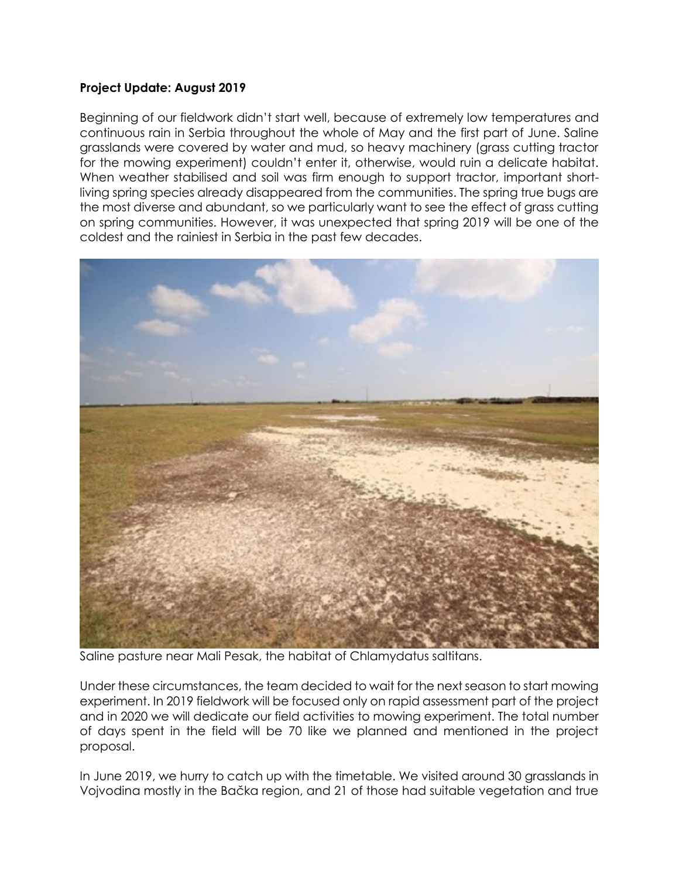**Project Update: August 2019**

Beginning of our fieldwork didn't start well, because of extremely low temperatures and continuous rain in Serbia throughout the whole of May and the first part of June. Saline grasslands were covered by water and mud, so heavy machinery (grass cutting tractor for the mowing experiment) couldn't enter it, otherwise, would ruin a delicate habitat. When weather stabilised and soil was firm enough to support tractor, important short-living spring species already disappeared from the communities. The spring true bugs are the most diverse and abundant, so we particularly want to see the effect of grass cutting on spring communities. However, it was unexpected that spring 2019 will be one of the coldest and the rainiest in Serbia in the past few decades.

Saline pasture near Mali Pesak, the habitat of Chlamydatus saltitans.

Under these circumstances, the team decided to wait for the next season to start mowing experiment. In 2019 fieldwork will be focused only on rapid assessment part of the project and in 2020 we will dedicate our field activities to mowing experiment. The total number of days spent in the field will be 70 like we planned and mentioned in the project proposal.

In June 2019, we hurry to catch up with the timetable. We visited around 30 grasslands in Vojvodina mostly in the Bačka region, and 21 of those had suitable vegetation and true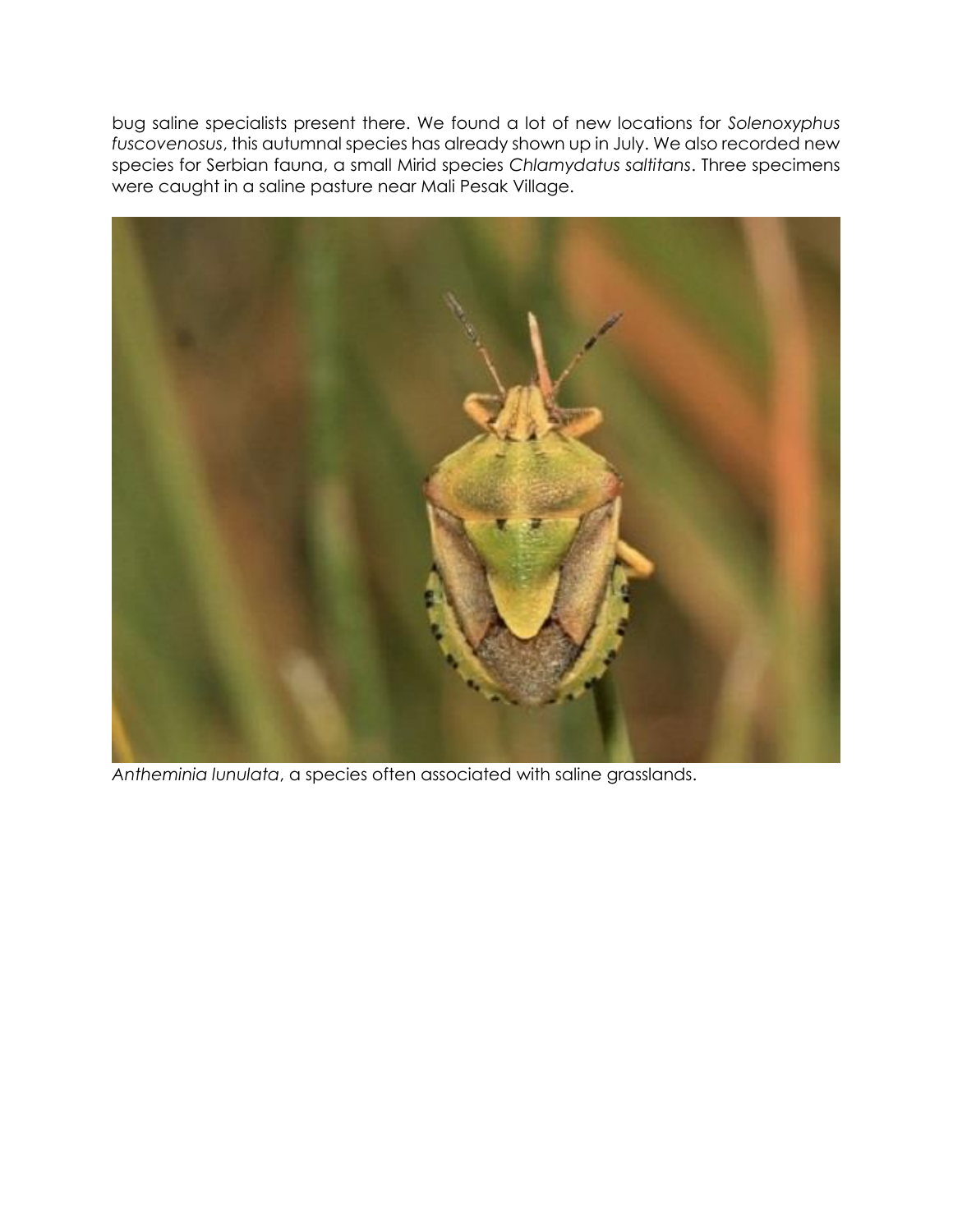bug saline specialists present there. We found a lot of new locations for *Solenoxyphus fuscovenosus*, this autumnal species has already shown up in July. We also recorded new species for Serbian fauna, a small Mirid species *Chlamydatus saltitans*. Three specimens were caught in a saline pasture near Mali Pesak Village.

*Antheminia lunulata*, a species often associated with saline grasslands.